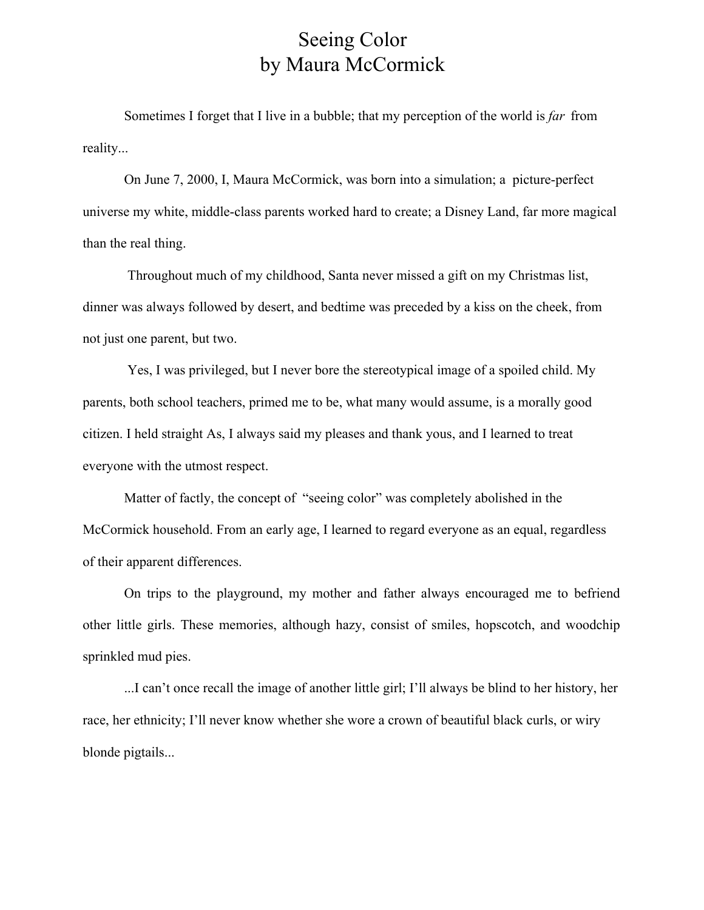# Seeing Color
## by Maura McCormick

Sometimes I forget that I live in a bubble; that my perception of the world is *far* from reality...

On June 7, 2000, I, Maura McCormick, was born into a simulation; a picture-perfect universe my white, middle-class parents worked hard to create; a Disney Land, far more magical than the real thing.

Throughout much of my childhood, Santa never missed a gift on my Christmas list, dinner was always followed by desert, and bedtime was preceded by a kiss on the cheek, from not just one parent, but two.

Yes, I was privileged, but I never bore the stereotypical image of a spoiled child. My parents, both school teachers, primed me to be, what many would assume, is a morally good citizen. I held straight As, I always said my pleases and thank yous, and I learned to treat everyone with the utmost respect.

Matter of factly, the concept of "seeing color" was completely abolished in the McCormick household. From an early age, I learned to regard everyone as an equal, regardless of their apparent differences.

On trips to the playground, my mother and father always encouraged me to befriend other little girls. These memories, although hazy, consist of smiles, hopscotch, and woodchip sprinkled mud pies.

...I can't once recall the image of another little girl; I'll always be blind to her history, her race, her ethnicity; I'll never know whether she wore a crown of beautiful black curls, or wiry blonde pigtails...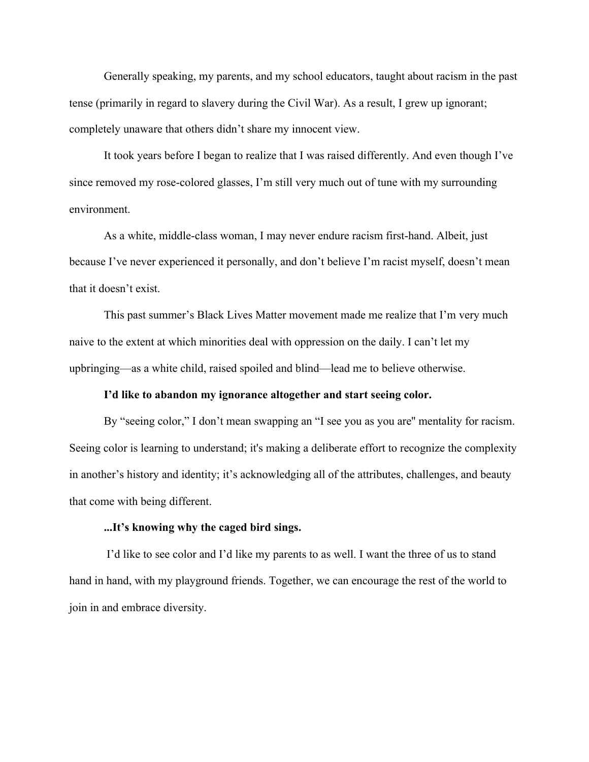Generally speaking, my parents, and my school educators, taught about racism in the past tense (primarily in regard to slavery during the Civil War). As a result, I grew up ignorant; completely unaware that others didn't share my innocent view.

It took years before I began to realize that I was raised differently. And even though I've since removed my rose-colored glasses, I'm still very much out of tune with my surrounding environment.

As a white, middle-class woman, I may never endure racism first-hand. Albeit, just because I've never experienced it personally, and don't believe I'm racist myself, doesn't mean that it doesn't exist.

This past summer's Black Lives Matter movement made me realize that I'm very much naive to the extent at which minorities deal with oppression on the daily. I can't let my upbringing—as a white child, raised spoiled and blind—lead me to believe otherwise.

**I'd like to abandon my ignorance altogether and start seeing color.**

By "seeing color," I don't mean swapping an "I see you as you are" mentality for racism. Seeing color is learning to understand; it's making a deliberate effort to recognize the complexity in another's history and identity; it's acknowledging all of the attributes, challenges, and beauty that come with being different.

**...It's knowing why the caged bird sings.**

I'd like to see color and I'd like my parents to as well. I want the three of us to stand hand in hand, with my playground friends. Together, we can encourage the rest of the world to join in and embrace diversity.